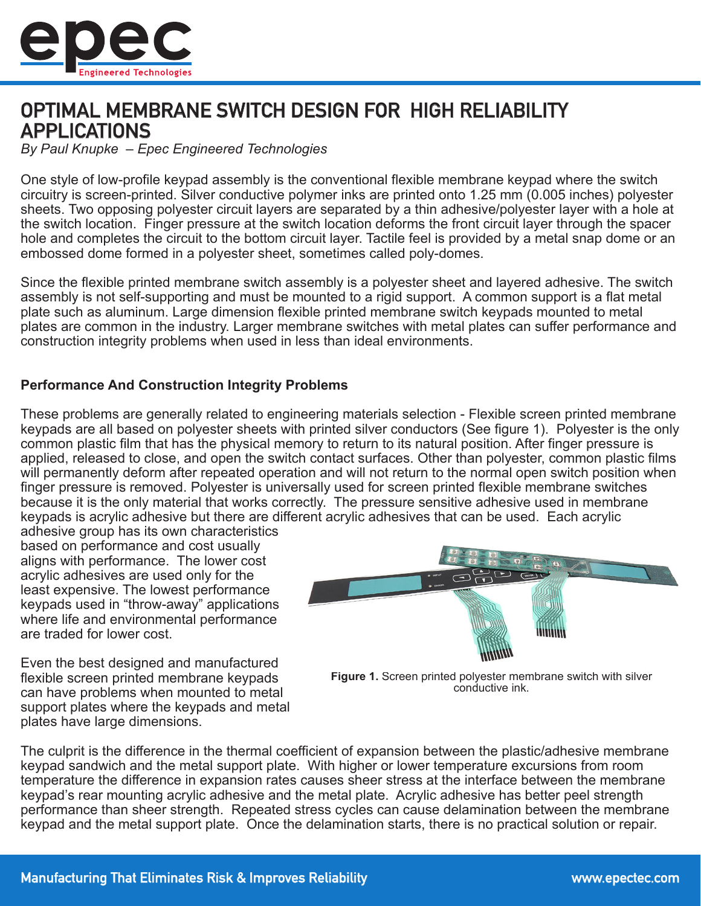# OPTIMAL MEMBRANE SWITCH DESIGN FOR HIGH RELIABILITY APPLICATIONS

*By Paul Knupke – Epec Engineered Technologies*

One style of low-profile keypad assembly is the conventional flexible membrane keypad where the switch circuitry is screen-printed. Silver conductive polymer inks are printed onto 1.25 mm (0.005 inches) polyester sheets. Two opposing polyester circuit layers are separated by a thin adhesive/polyester layer with a hole at the switch location. Finger pressure at the switch location deforms the front circuit layer through the spacer hole and completes the circuit to the bottom circuit layer. Tactile feel is provided by a metal snap dome or an embossed dome formed in a polyester sheet, sometimes called poly-domes.

Since the flexible printed membrane switch assembly is a polyester sheet and layered adhesive. The switch assembly is not self-supporting and must be mounted to a rigid support. A common support is a flat metal plate such as aluminum. Large dimension flexible printed membrane switch keypads mounted to metal plates are common in the industry. Larger membrane switches with metal plates can suffer performance and construction integrity problems when used in less than ideal environments.

### Performance And Construction Integrity Problems

These problems are generally related to engineering materials selection - Flexible screen printed membrane keypads are all based on polyester sheets with printed silver conductors (See figure 1). Polyester is the only common plastic film that has the physical memory to return to its natural position. After finger pressure is applied, released to close, and open the switch contact surfaces. Other than polyester, common plastic films will permanently deform after repeated operation and will not return to the normal open switch position when finger pressure is removed. Polyester is universally used for screen printed flexible membrane switches because it is the only material that works correctly. The pressure sensitive adhesive used in membrane keypads is acrylic adhesive but there are different acrylic adhesives that can be used. Each acrylic adhesive group has its own characteristics based on performance and cost usually aligns with performance. The lower cost acrylic adhesives are used only for the least expensive. The lowest performance keypads used in "throw-away" applications where life and environmental performance are traded for lower cost.

Even the best designed and manufactured flexible screen printed membrane keypads can have problems when mounted to metal support plates where the keypads and metal plates have large dimensions.

**Figure 1.** Screen printed polyester membrane switch with silver conductive ink.

The culprit is the difference in the thermal coefficient of expansion between the plastic/adhesive membrane keypad sandwich and the metal support plate. With higher or lower temperature excursions from room temperature the difference in expansion rates causes sheer stress at the interface between the membrane keypad's rear mounting acrylic adhesive and the metal plate. Acrylic adhesive has better peel strength performance than sheer strength. Repeated stress cycles can cause delamination between the membrane keypad and the metal support plate. Once the delamination starts, there is no practical solution or repair.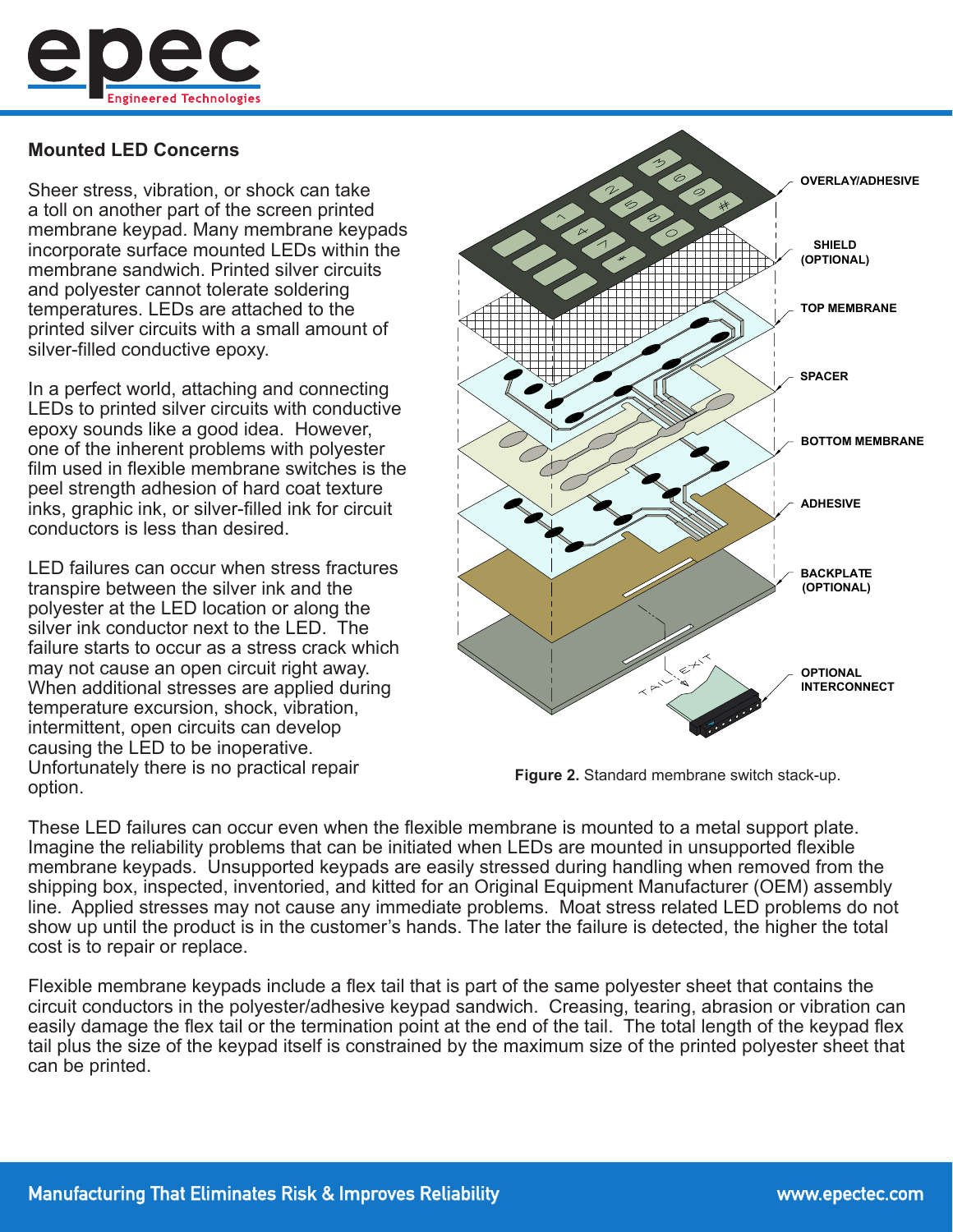## Mounted LED Concerns

Sheer stress, vibration, or shock can take a toll on another part of the screen printed membrane keypad. Many membrane keypads incorporate surface mounted LEDs within the membrane sandwich. Printed silver circuits and polyester cannot tolerate soldering temperatures. LEDs are attached to the printed silver circuits with a small amount of silver-filled conductive epoxy.

In a perfect world, attaching and connecting LEDs to printed silver circuits with conductive epoxy sounds like a good idea. However, one of the inherent problems with polyester film used in flexible membrane switches is the peel strength adhesion of hard coat texture inks, graphic ink, or silver-filled ink for circuit conductors is less than desired.

LED failures can occur when stress fractures transpire between the silver ink and the polyester at the LED location or along the silver ink conductor next to the LED. The failure starts to occur as a stress crack which may not cause an open circuit right away. When additional stresses are applied during temperature excursion, shock, vibration, intermittent, open circuits can develop causing the LED to be inoperative. Unfortunately there is no practical repair option.

**Figure 2.** Standard membrane switch stack-up.

These LED failures can occur even when the flexible membrane is mounted to a metal support plate. Imagine the reliability problems that can be initiated when LEDs are mounted in unsupported flexible membrane keypads. Unsupported keypads are easily stressed during handling when removed from the shipping box, inspected, inventoried, and kitted for an Original Equipment Manufacturer (OEM) assembly line. Applied stresses may not cause any immediate problems. Moat stress related LED problems do not show up until the product is in the customer's hands. The later the failure is detected, the higher the total cost is to repair or replace.

Flexible membrane keypads include a flex tail that is part of the same polyester sheet that contains the circuit conductors in the polyester/adhesive keypad sandwich. Creasing, tearing, abrasion or vibration can easily damage the flex tail or the termination point at the end of the tail. The total length of the keypad flex tail plus the size of the keypad itself is constrained by the maximum size of the printed polyester sheet that can be printed.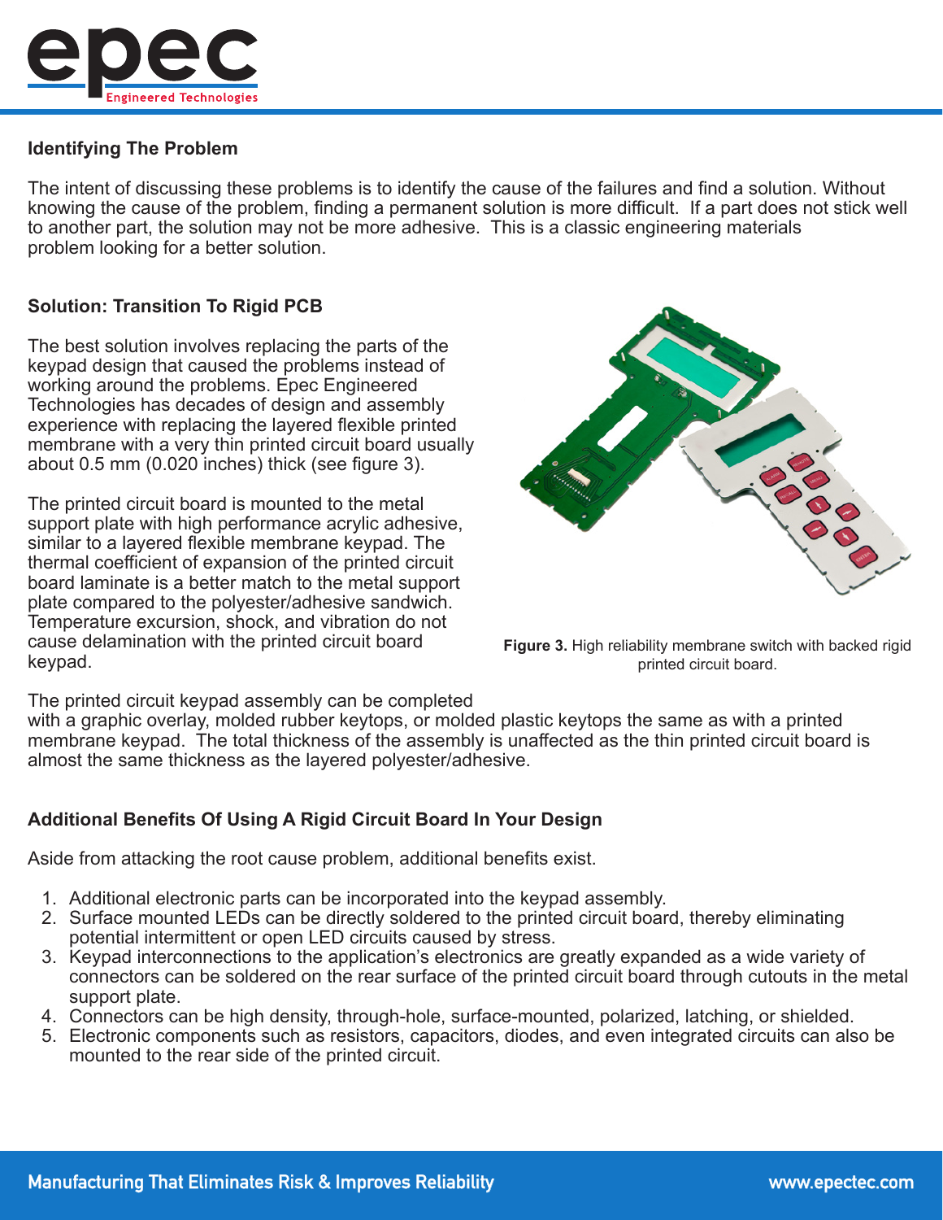## Identifying The Problem

The intent of discussing these problems is to identify the cause of the failures and find a solution. Without knowing the cause of the problem, finding a permanent solution is more difficult. If a part does not stick well to another part, the solution may not be more adhesive. This is a classic engineering materials problem looking for a better solution.

## Solution: Transition To Rigid PCB

The best solution involves replacing the parts of the keypad design that caused the problems instead of working around the problems. Epec Engineered Technologies has decades of design and assembly experience with replacing the layered flexible printed membrane with a very thin printed circuit board usually about 0.5 mm (0.020 inches) thick (see figure 3).

The printed circuit board is mounted to the metal support plate with high performance acrylic adhesive, similar to a layered flexible membrane keypad. The thermal coefficient of expansion of the printed circuit board laminate is a better match to the metal support plate compared to the polyester/adhesive sandwich. Temperature excursion, shock, and vibration do not cause delamination with the printed circuit board keypad.

**Figure 3.** High reliability membrane switch with backed rigid printed circuit board.

The printed circuit keypad assembly can be completed with a graphic overlay, molded rubber keytops, or molded plastic keytops the same as with a printed membrane keypad. The total thickness of the assembly is unaffected as the thin printed circuit board is almost the same thickness as the layered polyester/adhesive.

## Additional Benefits Of Using A Rigid Circuit Board In Your Design

Aside from attacking the root cause problem, additional benefits exist.

1. Additional electronic parts can be incorporated into the keypad assembly.
2. Surface mounted LEDs can be directly soldered to the printed circuit board, thereby eliminating potential intermittent or open LED circuits caused by stress.
3. Keypad interconnections to the application's electronics are greatly expanded as a wide variety of connectors can be soldered on the rear surface of the printed circuit board through cutouts in the metal support plate.
4. Connectors can be high density, through-hole, surface-mounted, polarized, latching, or shielded.
5. Electronic components such as resistors, capacitors, diodes, and even integrated circuits can also be mounted to the rear side of the printed circuit.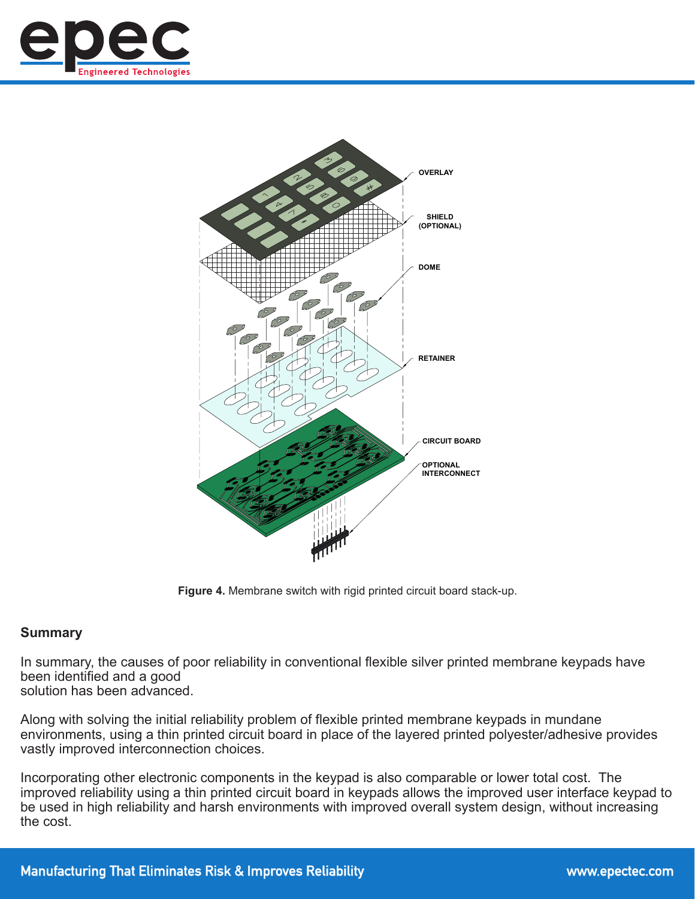OVERLAY

SHIELD
(OPTIONAL)

DOME

RETAINER

CIRCUIT BOARD

OPTIONAL
INTERCONNECT

**Figure 4.** Membrane switch with rigid printed circuit board stack-up.

## Summary

In summary, the causes of poor reliability in conventional flexible silver printed membrane keypads have been identified and a good solution has been advanced.

Along with solving the initial reliability problem of flexible printed membrane keypads in mundane environments, using a thin printed circuit board in place of the layered printed polyester/adhesive provides vastly improved interconnection choices.

Incorporating other electronic components in the keypad is also comparable or lower total cost. The improved reliability using a thin printed circuit board in keypads allows the improved user interface keypad to be used in high reliability and harsh environments with improved overall system design, without increasing the cost.